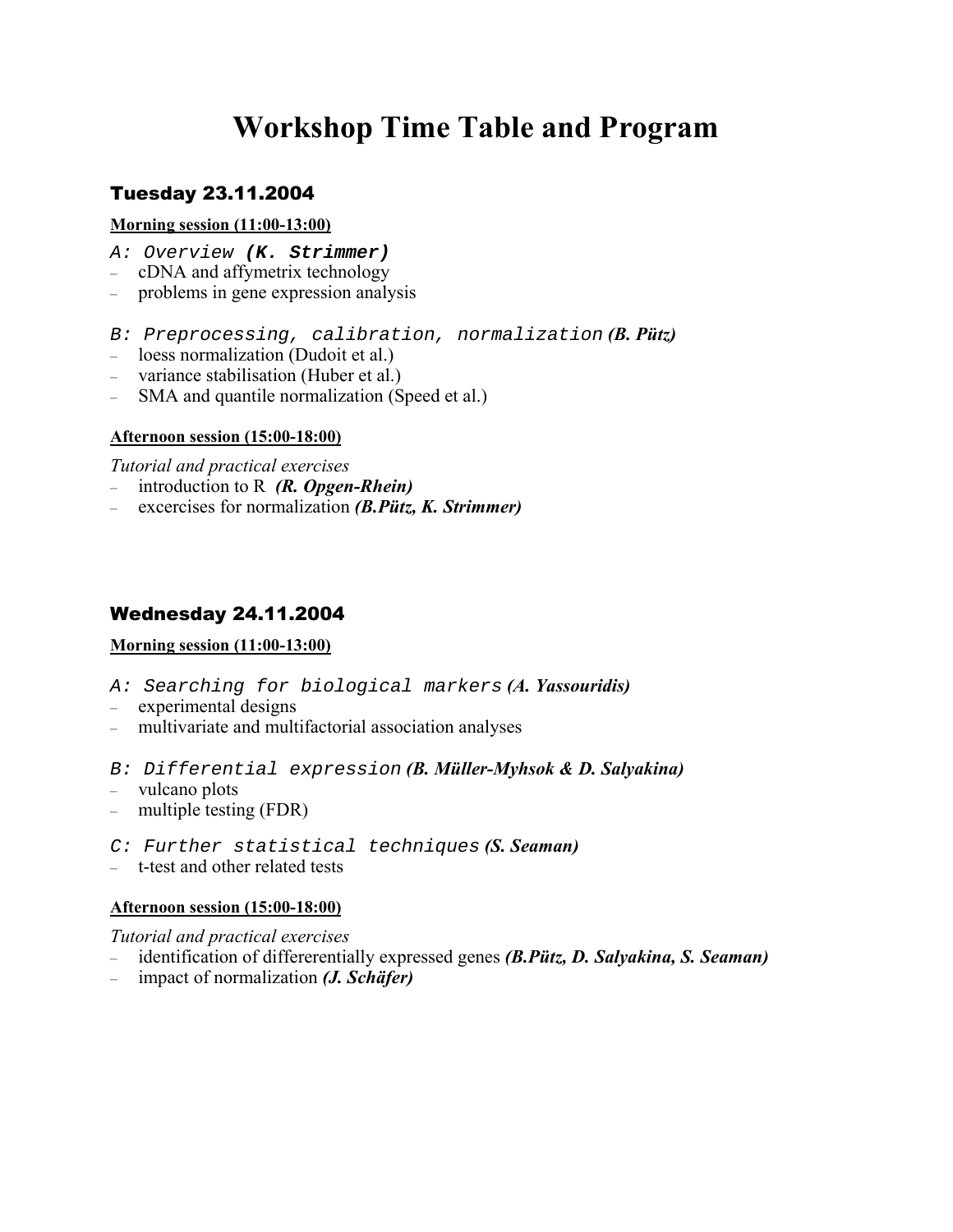# Workshop Time Table and Program

## Tuesday 23.11.2004

**Morning session (11:00-13:00)**

*A: Overview* ***(K. Strimmer)***

- cDNA and affymetrix technology
- problems in gene expression analysis

*B: Preprocessing, calibration, normalization* ***(B. Pütz)***

- loess normalization (Dudoit et al.)
- variance stabilisation (Huber et al.)
- SMA and quantile normalization (Speed et al.)

**Afternoon session (15:00-18:00)**

*Tutorial and practical exercises*

- introduction to R ***(R. Opgen-Rhein)***
- excercises for normalization ***(B.Pütz, K. Strimmer)***

## Wednesday 24.11.2004

**Morning session (11:00-13:00)**

*A: Searching for biological markers* ***(A. Yassouridis)***

- experimental designs
- multivariate and multifactorial association analyses

*B: Differential expression* ***(B. Müller-Myhsok & D. Salyakina)***

- vulcano plots
- multiple testing (FDR)

*C: Further statistical techniques* ***(S. Seaman)***

- t-test and other related tests

**Afternoon session (15:00-18:00)**

*Tutorial and practical exercises*

- identification of differerentially expressed genes ***(B.Pütz, D. Salyakina, S. Seaman)***
- impact of normalization ***(J. Schäfer)***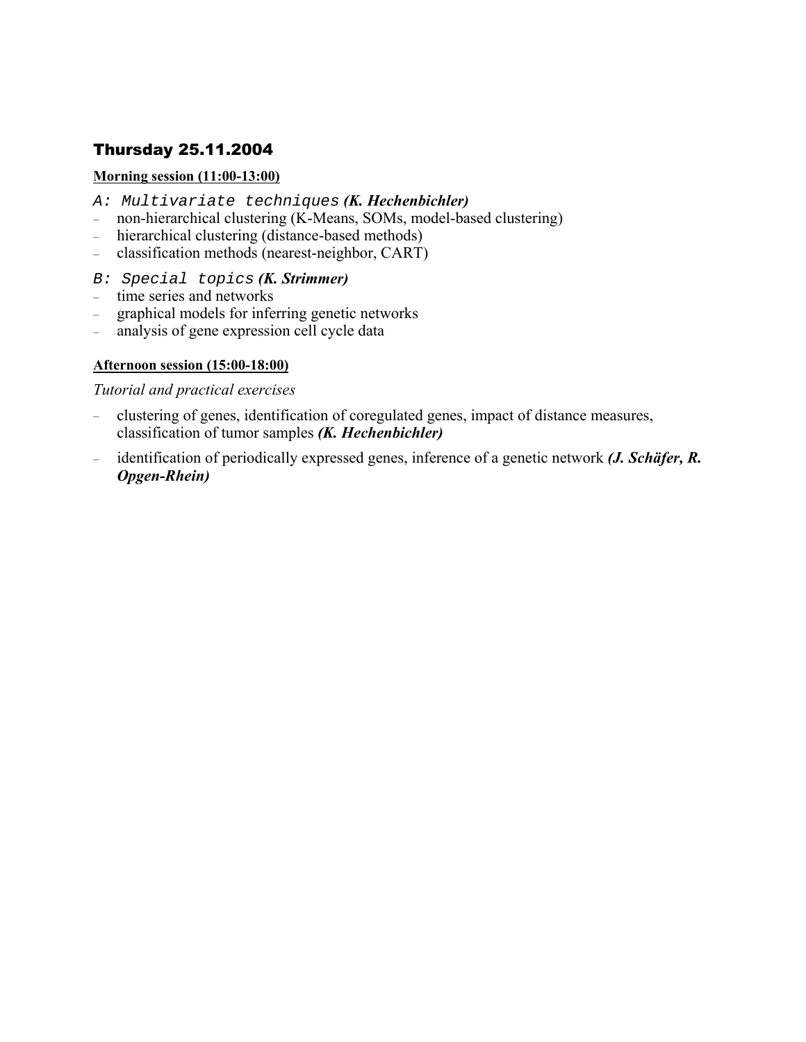## Thursday 25.11.2004

**Morning session (11:00-13:00)**

*A: Multivariate techniques* ***(K. Hechenbichler)***

- non-hierarchical clustering (K-Means, SOMs, model-based clustering)
- hierarchical clustering (distance-based methods)
- classification methods (nearest-neighbor, CART)

*B: Special topics* ***(K. Strimmer)***

- time series and networks
- graphical models for inferring genetic networks
- analysis of gene expression cell cycle data

**Afternoon session (15:00-18:00)**

*Tutorial and practical exercises*

- clustering of genes, identification of coregulated genes, impact of distance measures, classification of tumor samples ***(K. Hechenbichler)***
- identification of periodically expressed genes, inference of a genetic network ***(J. Schäfer, R. Opgen-Rhein)***